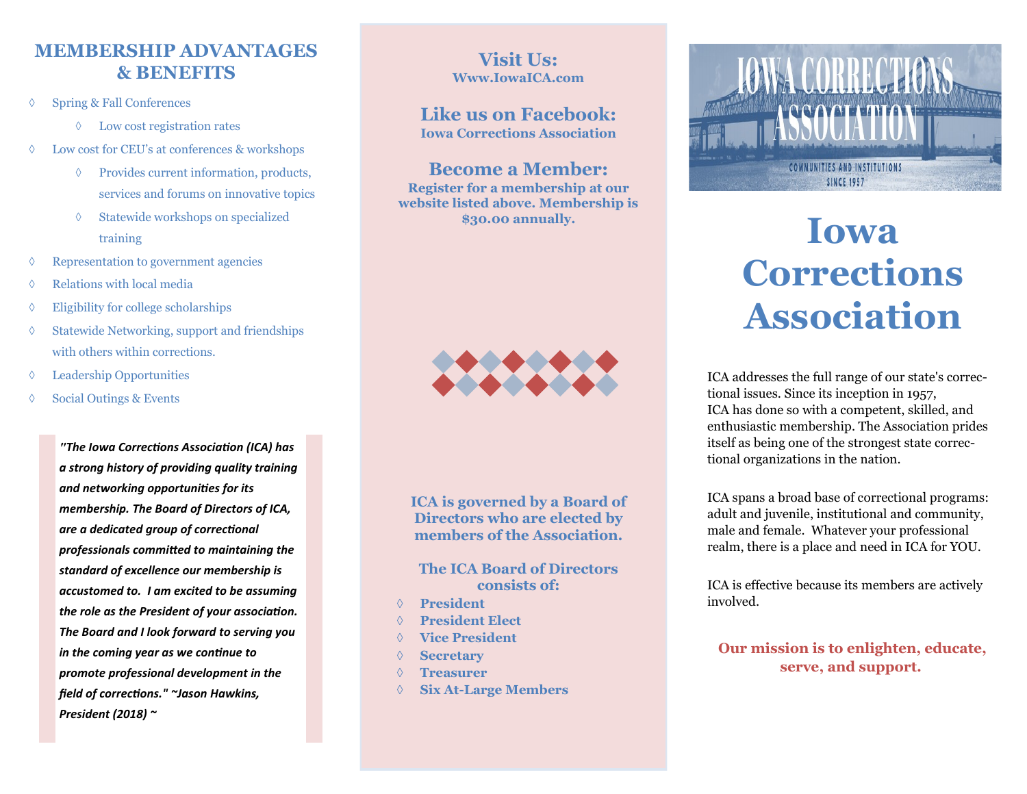## MEMBERSHIP ADVANTAGES & BENEFITS

- Spring & Fall Conferences
  - Low cost registration rates
- Low cost for CEU's at conferences & workshops
  - Provides current information, products, services and forums on innovative topics
  - Statewide workshops on specialized training
- Representation to government agencies
- Relations with local media
- Eligibility for college scholarships
- Statewide Networking, support and friendships with others within corrections.
- Leadership Opportunities
- Social Outings & Events

*"The Iowa Corrections Association (ICA) has a strong history of providing quality training and networking opportunities for its membership. The Board of Directors of ICA, are a dedicated group of correctional professionals committed to maintaining the standard of excellence our membership is accustomed to. I am excited to be assuming the role as the President of your association. The Board and I look forward to serving you in the coming year as we continue to promote professional development in the field of corrections." ~Jason Hawkins, President (2018) ~*

### Visit Us:
**Www.IowaICA.com**

### Like us on Facebook:
**Iowa Corrections Association**

### Become a Member:
**Register for a membership at our website listed above. Membership is $30.00 annually.**

**ICA is governed by a Board of Directors who are elected by members of the Association.**

**The ICA Board of Directors consists of:**

- **President**
- **President Elect**
- **Vice President**
- **Secretary**
- **Treasurer**
- **Six At-Large Members**

IOWA CORRECTIONS ASSOCIATION

COMMUNITIES AND INSTITUTIONS SINCE 1957

# Iowa Corrections Association

ICA addresses the full range of our state's correctional issues. Since its inception in 1957, ICA has done so with a competent, skilled, and enthusiastic membership. The Association prides itself as being one of the strongest state correctional organizations in the nation.

ICA spans a broad base of correctional programs: adult and juvenile, institutional and community, male and female. Whatever your professional realm, there is a place and need in ICA for YOU.

ICA is effective because its members are actively involved.

**Our mission is to enlighten, educate, serve, and support.**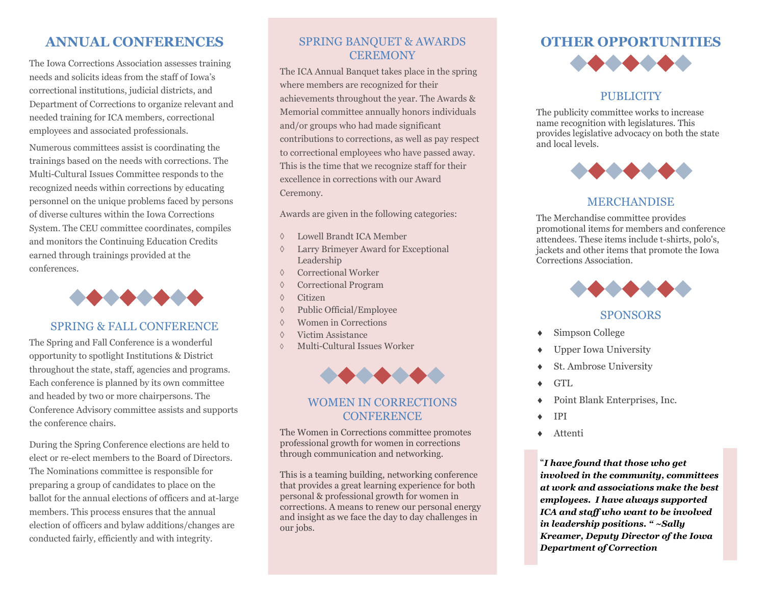## ANNUAL CONFERENCES

The Iowa Corrections Association assesses training needs and solicits ideas from the staff of Iowa's correctional institutions, judicial districts, and Department of Corrections to organize relevant and needed training for ICA members, correctional employees and associated professionals.

Numerous committees assist is coordinating the trainings based on the needs with corrections. The Multi-Cultural Issues Committee responds to the recognized needs within corrections by educating personnel on the unique problems faced by persons of diverse cultures within the Iowa Corrections System. The CEU committee coordinates, compiles and monitors the Continuing Education Credits earned through trainings provided at the conferences.

### SPRING & FALL CONFERENCE

The Spring and Fall Conference is a wonderful opportunity to spotlight Institutions & District throughout the state, staff, agencies and programs. Each conference is planned by its own committee and headed by two or more chairpersons. The Conference Advisory committee assists and supports the conference chairs.

During the Spring Conference elections are held to elect or re-elect members to the Board of Directors. The Nominations committee is responsible for preparing a group of candidates to place on the ballot for the annual elections of officers and at-large members. This process ensures that the annual election of officers and bylaw additions/changes are conducted fairly, efficiently and with integrity.

### SPRING BANQUET & AWARDS CEREMONY

The ICA Annual Banquet takes place in the spring where members are recognized for their achievements throughout the year. The Awards & Memorial committee annually honors individuals and/or groups who had made significant contributions to corrections, as well as pay respect to correctional employees who have passed away. This is the time that we recognize staff for their excellence in corrections with our Award Ceremony.

Awards are given in the following categories:

- Lowell Brandt ICA Member
- Larry Brimeyer Award for Exceptional Leadership
- Correctional Worker
- Correctional Program
- Citizen
- Public Official/Employee
- Women in Corrections
- Victim Assistance
- Multi-Cultural Issues Worker

### WOMEN IN CORRECTIONS CONFERENCE

The Women in Corrections committee promotes professional growth for women in corrections through communication and networking.

This is a teaming building, networking conference that provides a great learning experience for both personal & professional growth for women in corrections. A means to renew our personal energy and insight as we face the day to day challenges in our jobs.

## OTHER OPPORTUNITIES

### PUBLICITY

The publicity committee works to increase name recognition with legislatures. This provides legislative advocacy on both the state and local levels.

### MERCHANDISE

The Merchandise committee provides promotional items for members and conference attendees. These items include t-shirts, polo's, jackets and other items that promote the Iowa Corrections Association.

### SPONSORS

- Simpson College
- Upper Iowa University
- St. Ambrose University
- GTL
- Point Blank Enterprises, Inc.
- IPI
- Attenti

"***I have found that those who get involved in the community, committees at work and associations make the best employees. I have always supported ICA and staff who want to be involved in leadership positions. " ~Sally Kreamer, Deputy Director of the Iowa Department of Correction***